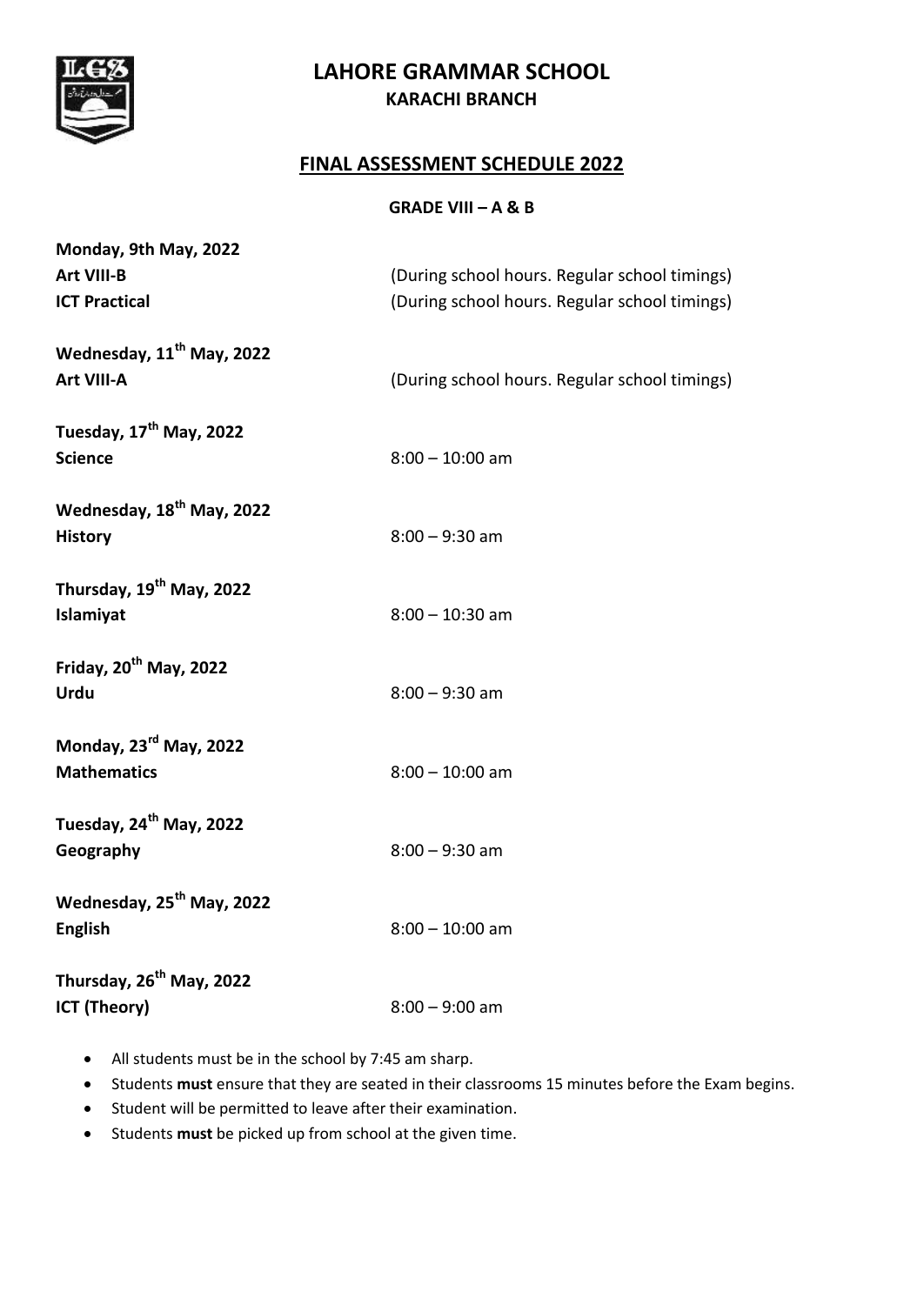# LAHORE GRAMMAR SCHOOL

**KARACHI BRANCH**

## FINAL ASSESSMENT SCHEDULE 2022

**GRADE VIII – A & B**

**Monday, 9th May, 2022**
**Art VIII-B** (During school hours. Regular school timings)
**ICT Practical** (During school hours. Regular school timings)

**Wednesday, 11th May, 2022**
**Art VIII-A** (During school hours. Regular school timings)

**Tuesday, 17th May, 2022**
**Science** 8:00 – 10:00 am

**Wednesday, 18th May, 2022**
**History** 8:00 – 9:30 am

**Thursday, 19th May, 2022**
**Islamiyat** 8:00 – 10:30 am

**Friday, 20th May, 2022**
**Urdu** 8:00 – 9:30 am

**Monday, 23rd May, 2022**
**Mathematics** 8:00 – 10:00 am

**Tuesday, 24th May, 2022**
**Geography** 8:00 – 9:30 am

**Wednesday, 25th May, 2022**
**English** 8:00 – 10:00 am

**Thursday, 26th May, 2022**
**ICT (Theory)** 8:00 – 9:00 am

- All students must be in the school by 7:45 am sharp.
- Students **must** ensure that they are seated in their classrooms 15 minutes before the Exam begins.
- Student will be permitted to leave after their examination.
- Students **must** be picked up from school at the given time.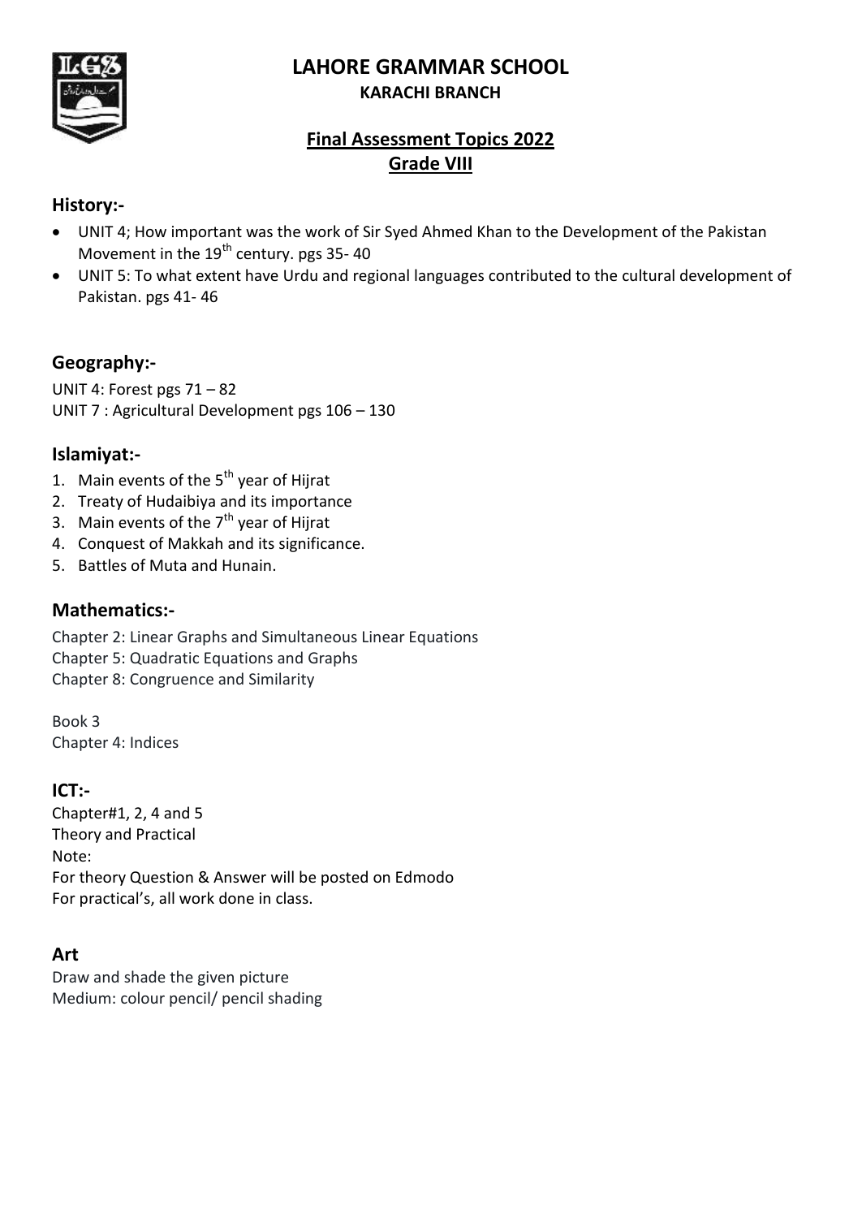# LAHORE GRAMMAR SCHOOL

**KARACHI BRANCH**

## Final Assessment Topics 2022

## Grade VIII

### History:-

- UNIT 4; How important was the work of Sir Syed Ahmed Khan to the Development of the Pakistan Movement in the 19th century. pgs 35- 40
- UNIT 5: To what extent have Urdu and regional languages contributed to the cultural development of Pakistan. pgs 41- 46

### Geography:-

UNIT 4: Forest pgs 71 – 82
UNIT 7 : Agricultural Development pgs 106 – 130

### Islamiyat:-

1. Main events of the 5th year of Hijrat
2. Treaty of Hudaibiya and its importance
3. Main events of the 7th year of Hijrat
4. Conquest of Makkah and its significance.
5. Battles of Muta and Hunain.

### Mathematics:-

Chapter 2: Linear Graphs and Simultaneous Linear Equations
Chapter 5: Quadratic Equations and Graphs
Chapter 8: Congruence and Similarity

Book 3
Chapter 4: Indices

### ICT:-

Chapter#1, 2, 4 and 5
Theory and Practical
Note:
For theory Question & Answer will be posted on Edmodo
For practical's, all work done in class.

### Art

Draw and shade the given picture
Medium: colour pencil/ pencil shading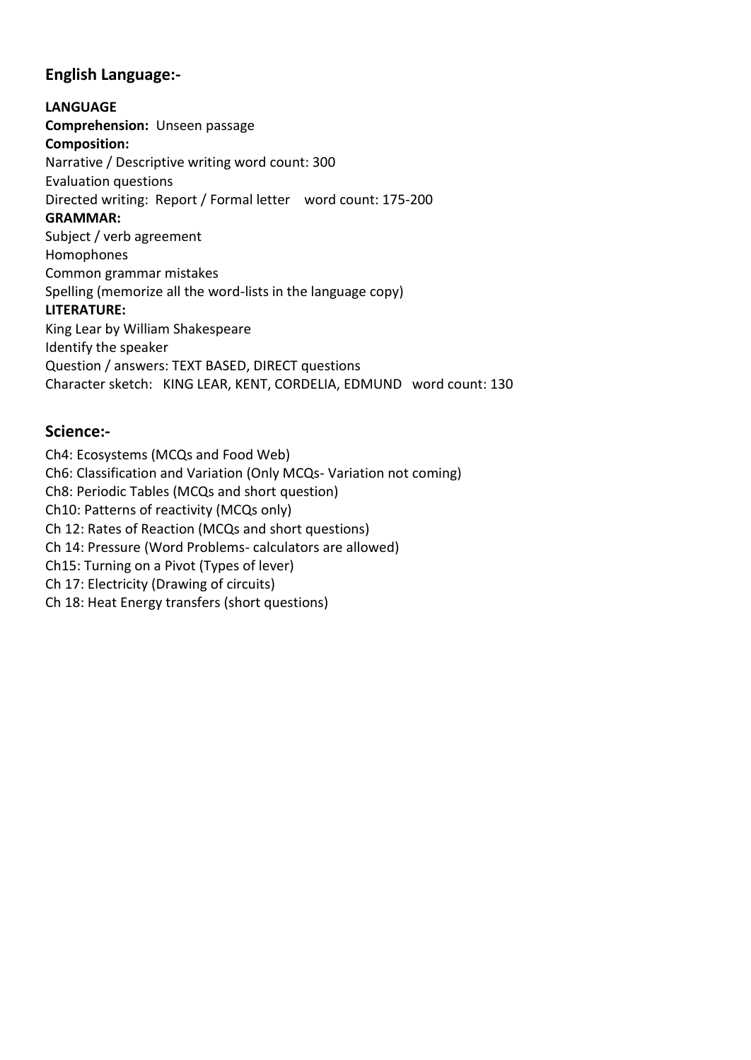## English Language:-

**LANGUAGE**

**Comprehension:** Unseen passage

**Composition:**

Narrative / Descriptive writing word count: 300

Evaluation questions

Directed writing: Report / Formal letter word count: 175-200

**GRAMMAR:**

Subject / verb agreement

Homophones

Common grammar mistakes

Spelling (memorize all the word-lists in the language copy)

**LITERATURE:**

King Lear by William Shakespeare

Identify the speaker

Question / answers: TEXT BASED, DIRECT questions

Character sketch: KING LEAR, KENT, CORDELIA, EDMUND word count: 130

## Science:-

Ch4: Ecosystems (MCQs and Food Web)

Ch6: Classification and Variation (Only MCQs- Variation not coming)

Ch8: Periodic Tables (MCQs and short question)

Ch10: Patterns of reactivity (MCQs only)

Ch 12: Rates of Reaction (MCQs and short questions)

Ch 14: Pressure (Word Problems- calculators are allowed)

Ch15: Turning on a Pivot (Types of lever)

Ch 17: Electricity (Drawing of circuits)

Ch 18: Heat Energy transfers (short questions)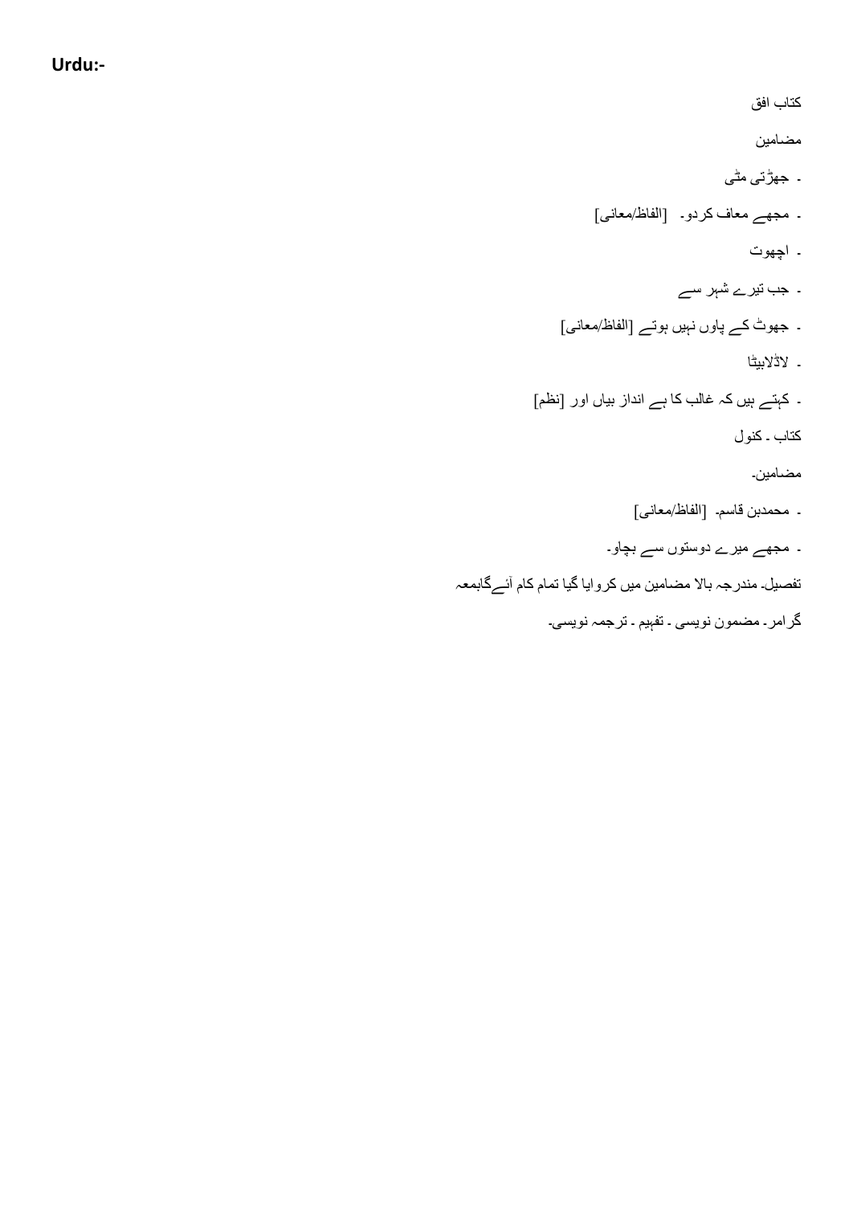**Urdu:-**

کتاب افق

مضامین

- جھڑتی مٹی
- مجھے معاف کردو۔ [الفاظ/معانی]
- اچھوت
- جب تیرے شہر سے
- جھوٹ کے پاوں نہیں ہوتے [الفاظ/معانی]
- لاڈلابیٹا
- کہتے ہیں کہ غالب کا ہے انداز بیاں اور [نظم]

کتاب ۔ کنول

مضامین۔

- محمدبن قاسم۔ [الفاظ/معانی]
- مجھے میرے دوستوں سے بچاو۔

تفصیل۔ مندرجہ بالا مضامین میں کروایا گیا تمام کام آئےگابمعہ

گرامر۔ مضمون نویسی ۔ تفہیم ۔ ترجمہ نویسی۔